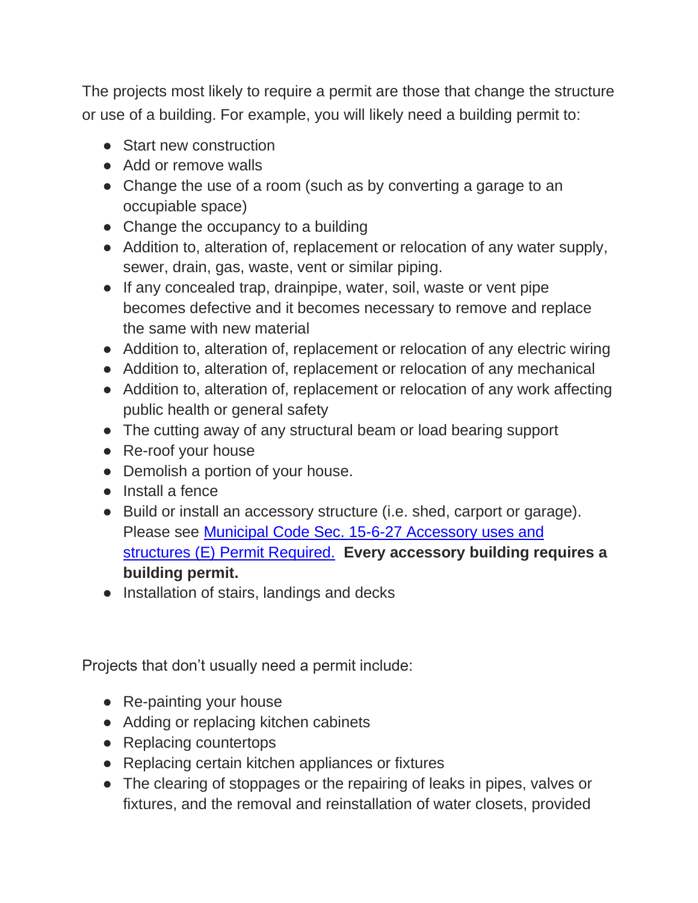The projects most likely to require a permit are those that change the structure or use of a building. For example, you will likely need a building permit to:

- Start new construction
- Add or remove walls
- Change the use of a room (such as by converting a garage to an occupiable space)
- Change the occupancy to a building
- Addition to, alteration of, replacement or relocation of any water supply, sewer, drain, gas, waste, vent or similar piping.
- If any concealed trap, drainpipe, water, soil, waste or vent pipe becomes defective and it becomes necessary to remove and replace the same with new material
- Addition to, alteration of, replacement or relocation of any electric wiring
- Addition to, alteration of, replacement or relocation of any mechanical
- Addition to, alteration of, replacement or relocation of any work affecting public health or general safety
- The cutting away of any structural beam or load bearing support
- Re-roof your house
- Demolish a portion of your house.
- Install a fence
- Build or install an accessory structure (i.e. shed, carport or garage). Please see [Municipal Code Sec. 15-6-27 Accessory uses and structures (E) Permit Required.](#) **Every accessory building requires a building permit.**
- Installation of stairs, landings and decks

Projects that don't usually need a permit include:

- Re-painting your house
- Adding or replacing kitchen cabinets
- Replacing countertops
- Replacing certain kitchen appliances or fixtures
- The clearing of stoppages or the repairing of leaks in pipes, valves or fixtures, and the removal and reinstallation of water closets, provided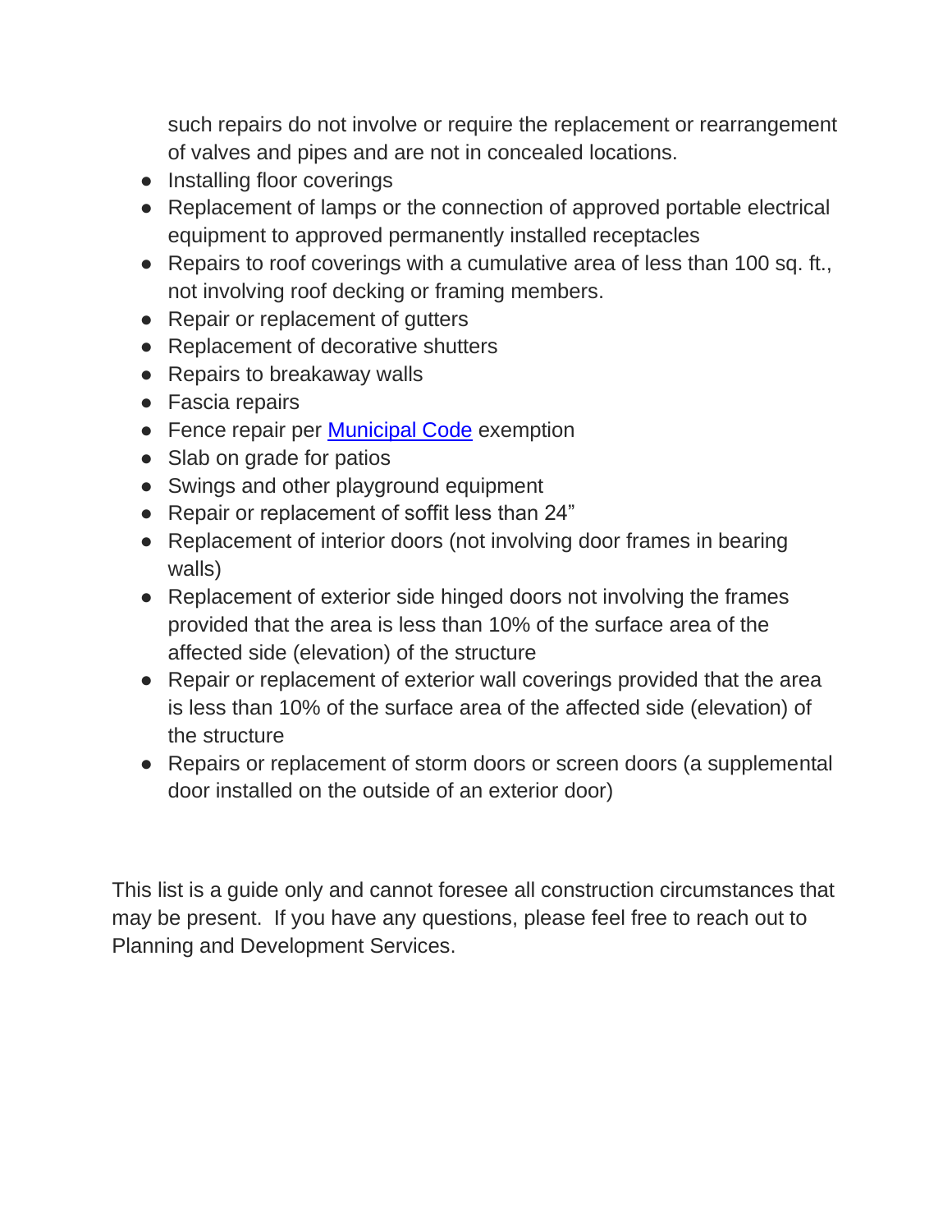such repairs do not involve or require the replacement or rearrangement of valves and pipes and are not in concealed locations.

- Installing floor coverings
- Replacement of lamps or the connection of approved portable electrical equipment to approved permanently installed receptacles
- Repairs to roof coverings with a cumulative area of less than 100 sq. ft., not involving roof decking or framing members.
- Repair or replacement of gutters
- Replacement of decorative shutters
- Repairs to breakaway walls
- Fascia repairs
- Fence repair per [Municipal Code]() exemption
- Slab on grade for patios
- Swings and other playground equipment
- Repair or replacement of soffit less than 24”
- Replacement of interior doors (not involving door frames in bearing walls)
- Replacement of exterior side hinged doors not involving the frames provided that the area is less than 10% of the surface area of the affected side (elevation) of the structure
- Repair or replacement of exterior wall coverings provided that the area is less than 10% of the surface area of the affected side (elevation) of the structure
- Repairs or replacement of storm doors or screen doors (a supplemental door installed on the outside of an exterior door)

This list is a guide only and cannot foresee all construction circumstances that may be present. If you have any questions, please feel free to reach out to Planning and Development Services.